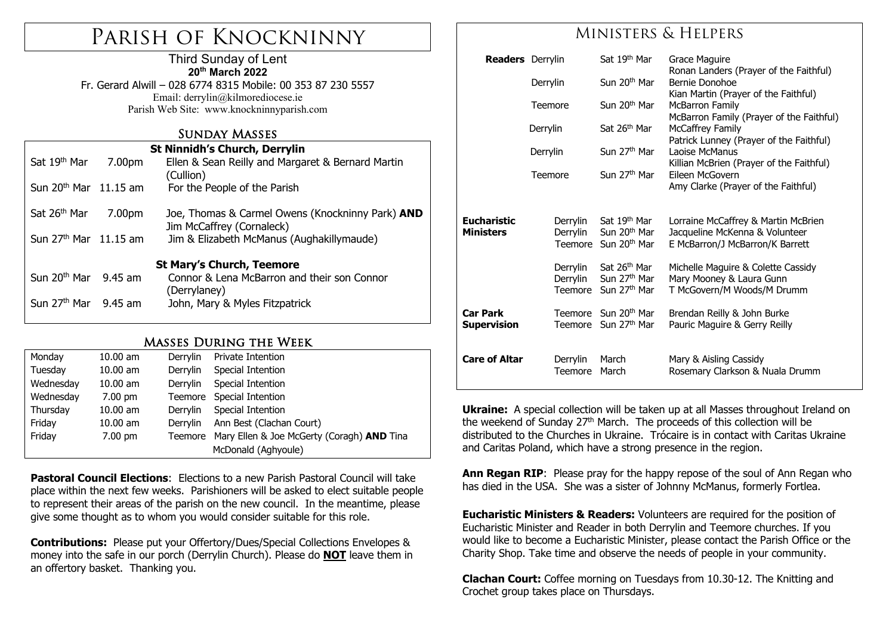# Parish of Knockninny

Third Sunday of Lent
**20th March 2022**
Fr. Gerard Alwill – 028 6774 8315 Mobile: 00 353 87 230 5557
Email: derrylin@kilmorediocese.ie
Parish Web Site: www.knockninnyparish.com

## Sunday Masses

| **St Ninnidh's Church, Derrylin** | | |
|---|---|---|
| Sat 19th Mar | 7.00pm | Ellen & Sean Reilly and Margaret & Bernard Martin (Cullion) |
| Sun 20th Mar | 11.15 am | For the People of the Parish |
| Sat 26th Mar | 7.00pm | Joe, Thomas & Carmel Owens (Knockninny Park) **AND** Jim McCaffrey (Cornaleck) |
| Sun 27th Mar | 11.15 am | Jim & Elizabeth McManus (Aughakillymaude) |
| **St Mary's Church, Teemore** | | |
| Sun 20th Mar | 9.45 am | Connor & Lena McBarron and their son Connor (Derrylaney) |
| Sun 27th Mar | 9.45 am | John, Mary & Myles Fitzpatrick |

## Masses During the Week

| | | | |
|---|---|---|---|
| Monday | 10.00 am | Derrylin | Private Intention |
| Tuesday | 10.00 am | Derrylin | Special Intention |
| Wednesday | 10.00 am | Derrylin | Special Intention |
| Wednesday | 7.00 pm | Teemore | Special Intention |
| Thursday | 10.00 am | Derrylin | Special Intention |
| Friday | 10.00 am | Derrylin | Ann Best (Clachan Court) |
| Friday | 7.00 pm | Teemore | Mary Ellen & Joe McGerty (Coragh) **AND** Tina McDonald (Aghyoule) |

**Pastoral Council Elections**: Elections to a new Parish Pastoral Council will take place within the next few weeks. Parishioners will be asked to elect suitable people to represent their areas of the parish on the new council. In the meantime, please give some thought as to whom you would consider suitable for this role.

**Contributions:** Please put your Offertory/Dues/Special Collections Envelopes & money into the safe in our porch (Derrylin Church). Please do **NOT** leave them in an offertory basket. Thanking you.

## Ministers & Helpers

| | | | |
|---|---|---|---|
| **Readers** | Derrylin | Sat 19th Mar | Grace Maguire<br>Ronan Landers (Prayer of the Faithful) |
| | Derrylin | Sun 20th Mar | Bernie Donohoe<br>Kian Martin (Prayer of the Faithful) |
| | Teemore | Sun 20th Mar | McBarron Family<br>McBarron Family (Prayer of the Faithful) |
| | Derrylin | Sat 26th Mar | McCaffrey Family<br>Patrick Lunney (Prayer of the Faithful) |
| | Derrylin | Sun 27th Mar | Laoise McManus<br>Killian McBrien (Prayer of the Faithful) |
| | Teemore | Sun 27th Mar | Eileen McGovern<br>Amy Clarke (Prayer of the Faithful) |
| **Eucharistic Ministers** | Derrylin | Sat 19th Mar | Lorraine McCaffrey & Martin McBrien |
| | Derrylin | Sun 20th Mar | Jacqueline McKenna & Volunteer |
| | Teemore | Sun 20th Mar | E McBarron/J McBarron/K Barrett |
| | Derrylin | Sat 26th Mar | Michelle Maguire & Colette Cassidy |
| | Derrylin | Sun 27th Mar | Mary Mooney & Laura Gunn |
| | Teemore | Sun 27th Mar | T McGovern/M Woods/M Drumm |
| **Car Park Supervision** | Teemore | Sun 20th Mar | Brendan Reilly & John Burke |
| | Teemore | Sun 27th Mar | Pauric Maguire & Gerry Reilly |
| **Care of Altar** | Derrylin | March | Mary & Aisling Cassidy |
| | Teemore | March | Rosemary Clarkson & Nuala Drumm |

**Ukraine:** A special collection will be taken up at all Masses throughout Ireland on the weekend of Sunday 27th March. The proceeds of this collection will be distributed to the Churches in Ukraine. Trócaire is in contact with Caritas Ukraine and Caritas Poland, which have a strong presence in the region.

**Ann Regan RIP**: Please pray for the happy repose of the soul of Ann Regan who has died in the USA. She was a sister of Johnny McManus, formerly Fortlea.

**Eucharistic Ministers & Readers:** Volunteers are required for the position of Eucharistic Minister and Reader in both Derrylin and Teemore churches. If you would like to become a Eucharistic Minister, please contact the Parish Office or the Charity Shop. Take time and observe the needs of people in your community.

**Clachan Court:** Coffee morning on Tuesdays from 10.30-12. The Knitting and Crochet group takes place on Thursdays.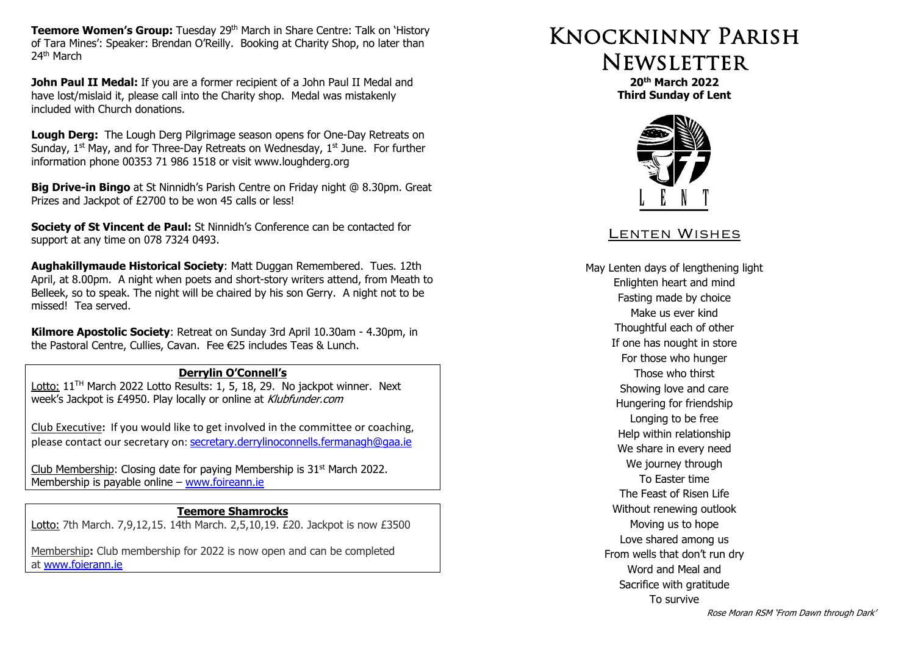**Teemore Women's Group:** Tuesday 29th March in Share Centre: Talk on 'History of Tara Mines': Speaker: Brendan O'Reilly. Booking at Charity Shop, no later than 24th March

**John Paul II Medal:** If you are a former recipient of a John Paul II Medal and have lost/mislaid it, please call into the Charity shop. Medal was mistakenly included with Church donations.

**Lough Derg:** The Lough Derg Pilgrimage season opens for One-Day Retreats on Sunday, 1st May, and for Three-Day Retreats on Wednesday, 1st June. For further information phone 00353 71 986 1518 or visit www.loughderg.org

**Big Drive-in Bingo** at St Ninnidh's Parish Centre on Friday night @ 8.30pm. Great Prizes and Jackpot of £2700 to be won 45 calls or less!

**Society of St Vincent de Paul:** St Ninnidh's Conference can be contacted for support at any time on 078 7324 0493.

**Aughakillymaude Historical Society**: Matt Duggan Remembered. Tues. 12th April, at 8.00pm. A night when poets and short-story writers attend, from Meath to Belleek, so to speak. The night will be chaired by his son Gerry. A night not to be missed! Tea served.

**Kilmore Apostolic Society**: Retreat on Sunday 3rd April 10.30am - 4.30pm, in the Pastoral Centre, Cullies, Cavan. Fee €25 includes Teas & Lunch.

**Derrylin O'Connell's**

Lotto: 11TH March 2022 Lotto Results: 1, 5, 18, 29. No jackpot winner. Next week's Jackpot is £4950. Play locally or online at *Klubfunder.com*

Club Executive**:** If you would like to get involved in the committee or coaching, please contact our secretary on: secretary.derrylinoconnells.fermanagh@gaa.ie

Club Membership: Closing date for paying Membership is 31st March 2022. Membership is payable online – www.foireann.ie

**Teemore Shamrocks**

Lotto: 7th March. 7,9,12,15. 14th March. 2,5,10,19. £20. Jackpot is now £3500

Membership**:** Club membership for 2022 is now open and can be completed at www.foierann.ie

# Knockninny Parish Newsletter

**20th March 2022**
**Third Sunday of Lent**

## Lenten Wishes

May Lenten days of lengthening light
Enlighten heart and mind
Fasting made by choice
Make us ever kind
Thoughtful each of other
If one has nought in store
For those who hunger
Those who thirst
Showing love and care
Hungering for friendship
Longing to be free
Help within relationship
We share in every need
We journey through
To Easter time
The Feast of Risen Life
Without renewing outlook
Moving us to hope
Love shared among us
From wells that don't run dry
Word and Meal and
Sacrifice with gratitude
To survive

*Rose Moran RSM 'From Dawn through Dark'*